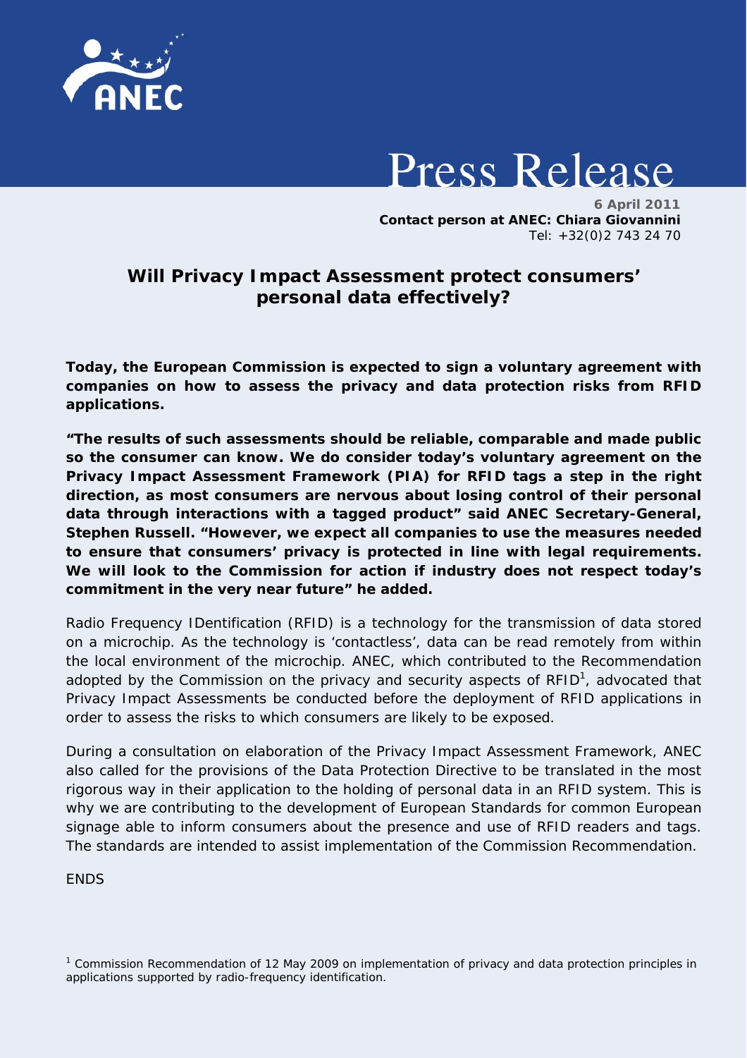# Press Release

**6 April 2011**
**Contact person at ANEC: Chiara Giovannini**
Tel: +32(0)2 743 24 70

## Will Privacy Impact Assessment protect consumers' personal data effectively?

**Today, the European Commission is expected to sign a voluntary agreement with companies on how to assess the privacy and data protection risks from RFID applications.**

**"The results of such assessments should be reliable, comparable and made public so the consumer can know. We do consider today's voluntary agreement on the Privacy Impact Assessment Framework (PIA) for RFID tags a step in the right direction, as most consumers are nervous about losing control of their personal data through interactions with a tagged product" said ANEC Secretary-General, Stephen Russell. "However, we expect all companies to use the measures needed to ensure that consumers' privacy is protected in line with legal requirements. We will look to the Commission for action if industry does not respect today's commitment in the very near future" he added.**

Radio Frequency IDentification (RFID) is a technology for the transmission of data stored on a microchip. As the technology is 'contactless', data can be read remotely from within the local environment of the microchip. ANEC, which contributed to the Recommendation adopted by the Commission on the privacy and security aspects of RFID[1], advocated that Privacy Impact Assessments be conducted before the deployment of RFID applications in order to assess the risks to which consumers are likely to be exposed.

During a consultation on elaboration of the Privacy Impact Assessment Framework, ANEC also called for the provisions of the Data Protection Directive to be translated in the most rigorous way in their application to the holding of personal data in an RFID system. This is why we are contributing to the development of European Standards for common European signage able to inform consumers about the presence and use of RFID readers and tags. The standards are intended to assist implementation of the Commission Recommendation.

ENDS

[1] Commission Recommendation of 12 May 2009 on implementation of privacy and data protection principles in applications supported by radio-frequency identification.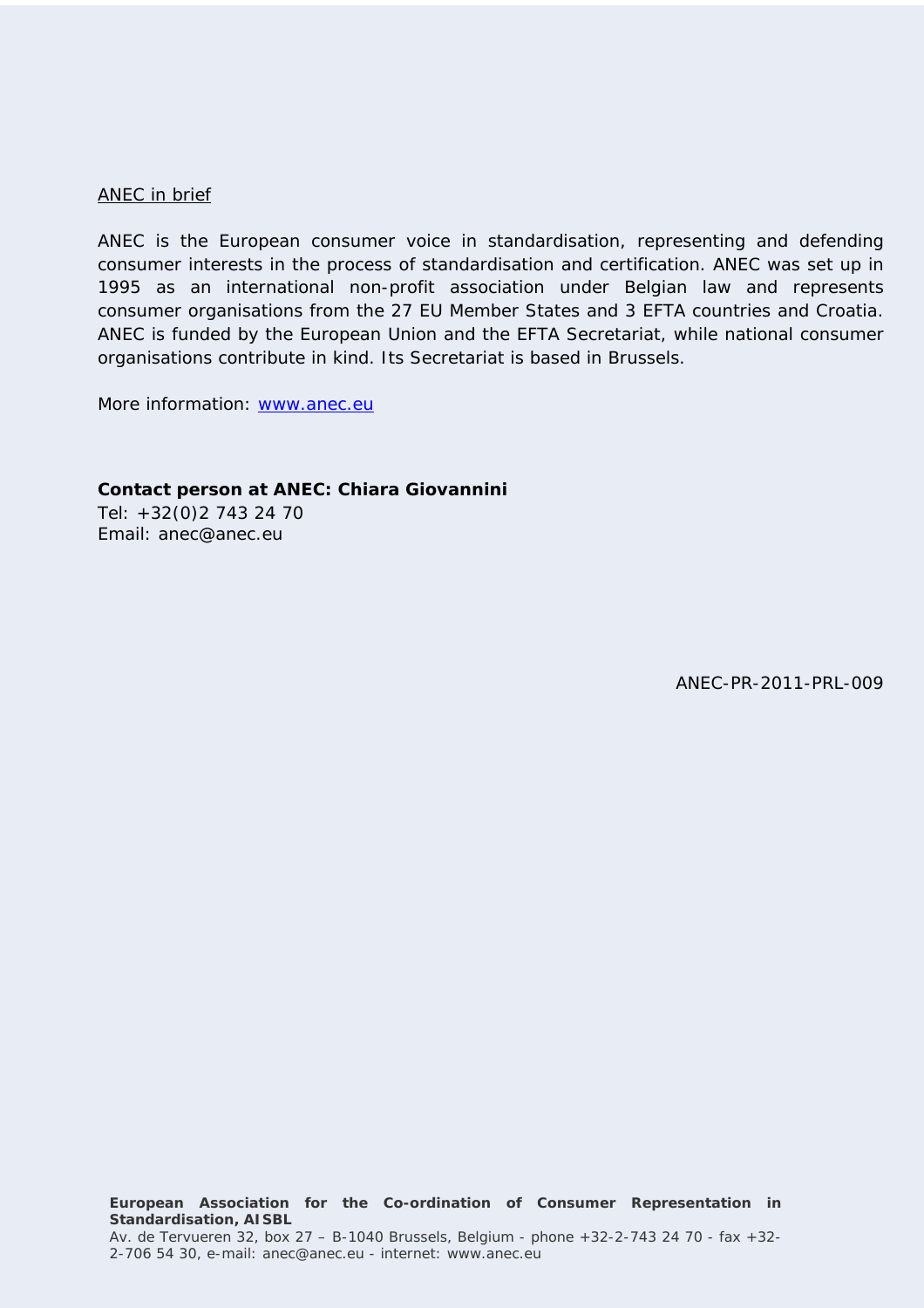ANEC in brief

ANEC is the European consumer voice in standardisation, representing and defending consumer interests in the process of standardisation and certification. ANEC was set up in 1995 as an international non-profit association under Belgian law and represents consumer organisations from the 27 EU Member States and 3 EFTA countries and Croatia. ANEC is funded by the European Union and the EFTA Secretariat, while national consumer organisations contribute in kind. Its Secretariat is based in Brussels.

More information: [www.anec.eu](http://www.anec.eu)

**Contact person at ANEC: Chiara Giovannini**
Tel: +32(0)2 743 24 70
Email: anec@anec.eu

ANEC-PR-2011-PRL-009

**European Association for the Co-ordination of Consumer Representation in Standardisation, AISBL**
Av. de Tervueren 32, box 27 – B-1040 Brussels, Belgium - phone +32-2-743 24 70 - fax +32-2-706 54 30, e-mail: anec@anec.eu - internet: www.anec.eu